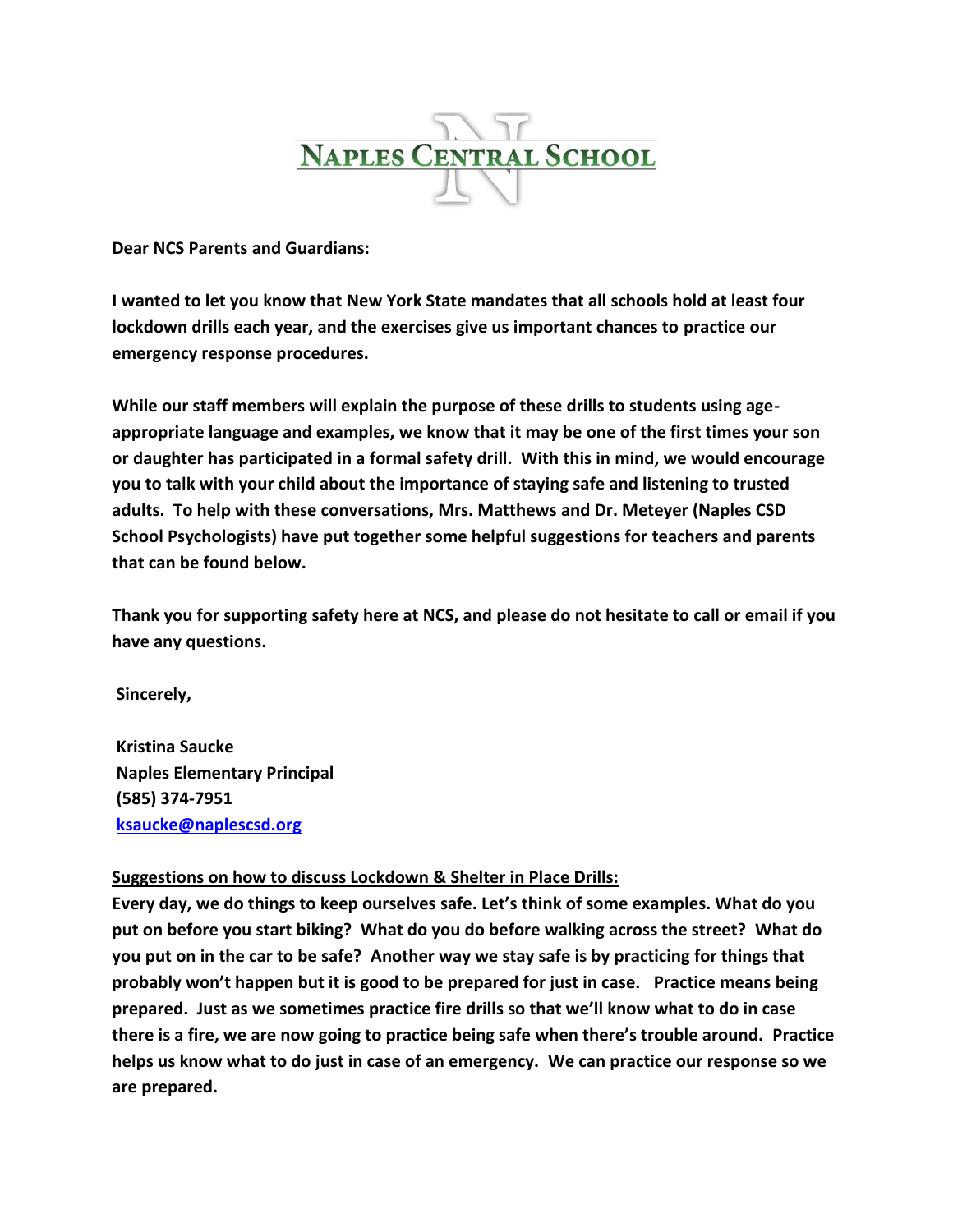# Naples Central School

**Dear NCS Parents and Guardians:**

**I wanted to let you know that New York State mandates that all schools hold at least four lockdown drills each year, and the exercises give us important chances to practice our emergency response procedures.**

**While our staff members will explain the purpose of these drills to students using age-appropriate language and examples, we know that it may be one of the first times your son or daughter has participated in a formal safety drill. With this in mind, we would encourage you to talk with your child about the importance of staying safe and listening to trusted adults. To help with these conversations, Mrs. Matthews and Dr. Meteyer (Naples CSD School Psychologists) have put together some helpful suggestions for teachers and parents that can be found below.**

**Thank you for supporting safety here at NCS, and please do not hesitate to call or email if you have any questions.**

**Sincerely,**

**Kristina Saucke**
**Naples Elementary Principal**
**(585) 374-7951**
**ksaucke@naplescsd.org**

**Suggestions on how to discuss Lockdown & Shelter in Place Drills:**

**Every day, we do things to keep ourselves safe. Let's think of some examples. What do you put on before you start biking? What do you do before walking across the street? What do you put on in the car to be safe? Another way we stay safe is by practicing for things that probably won't happen but it is good to be prepared for just in case. Practice means being prepared. Just as we sometimes practice fire drills so that we'll know what to do in case there is a fire, we are now going to practice being safe when there's trouble around. Practice helps us know what to do just in case of an emergency. We can practice our response so we are prepared.**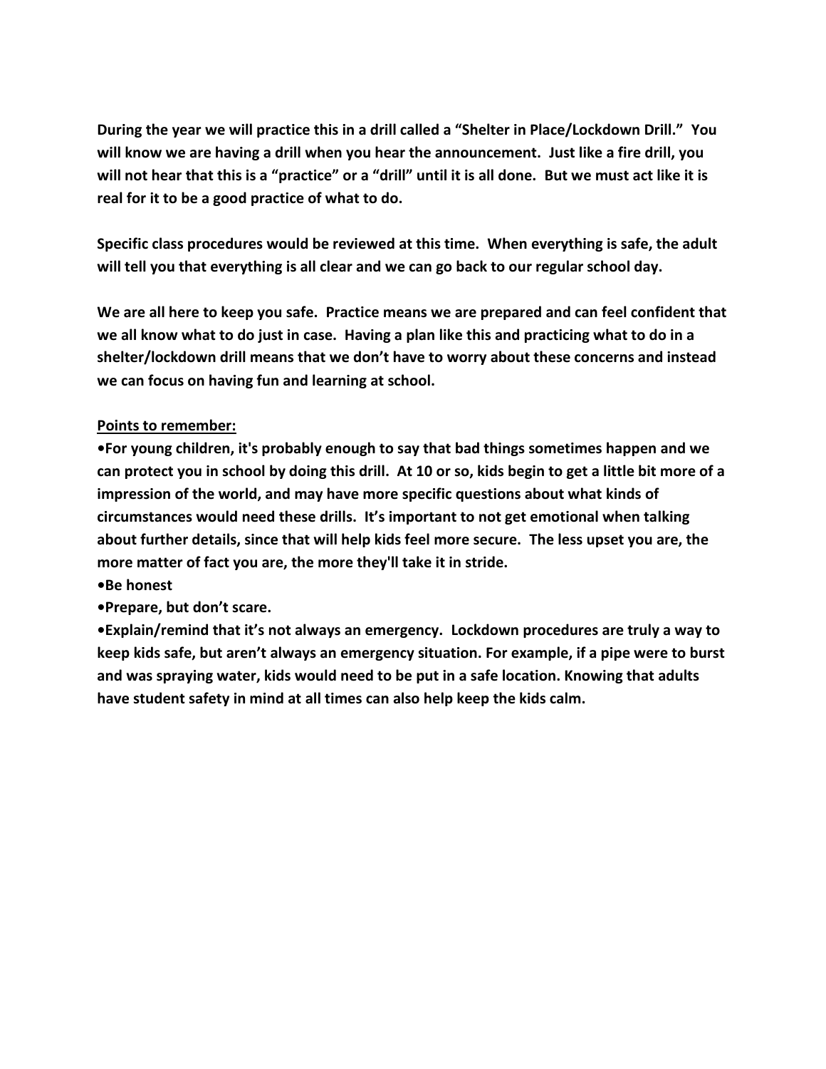**During the year we will practice this in a drill called a "Shelter in Place/Lockdown Drill." You will know we are having a drill when you hear the announcement. Just like a fire drill, you will not hear that this is a "practice" or a "drill" until it is all done. But we must act like it is real for it to be a good practice of what to do.**

**Specific class procedures would be reviewed at this time. When everything is safe, the adult will tell you that everything is all clear and we can go back to our regular school day.**

**We are all here to keep you safe. Practice means we are prepared and can feel confident that we all know what to do just in case. Having a plan like this and practicing what to do in a shelter/lockdown drill means that we don't have to worry about these concerns and instead we can focus on having fun and learning at school.**

**<u>Points to remember:</u>**

- **For young children, it's probably enough to say that bad things sometimes happen and we can protect you in school by doing this drill. At 10 or so, kids begin to get a little bit more of a impression of the world, and may have more specific questions about what kinds of circumstances would need these drills. It's important to not get emotional when talking about further details, since that will help kids feel more secure. The less upset you are, the more matter of fact you are, the more they'll take it in stride.**
- **Be honest**
- **Prepare, but don't scare.**
- **Explain/remind that it's not always an emergency. Lockdown procedures are truly a way to keep kids safe, but aren't always an emergency situation. For example, if a pipe were to burst and was spraying water, kids would need to be put in a safe location. Knowing that adults have student safety in mind at all times can also help keep the kids calm.**